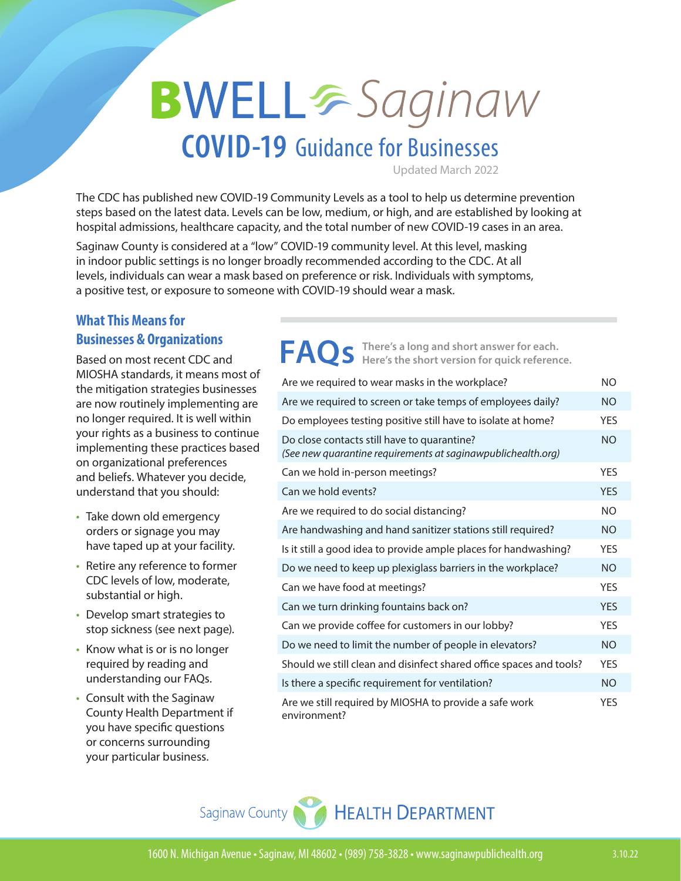# BWELL Saginaw

## COVID-19 Guidance for Businesses

Updated March 2022

The CDC has published new COVID-19 Community Levels as a tool to help us determine prevention steps based on the latest data. Levels can be low, medium, or high, and are established by looking at hospital admissions, healthcare capacity, and the total number of new COVID-19 cases in an area.

Saginaw County is considered at a "low" COVID-19 community level. At this level, masking in indoor public settings is no longer broadly recommended according to the CDC. At all levels, individuals can wear a mask based on preference or risk. Individuals with symptoms, a positive test, or exposure to someone with COVID-19 should wear a mask.

### What This Means for Businesses & Organizations

Based on most recent CDC and MIOSHA standards, it means most of the mitigation strategies businesses are now routinely implementing are no longer required. It is well within your rights as a business to continue implementing these practices based on organizational preferences and beliefs. Whatever you decide, understand that you should:

- Take down old emergency orders or signage you may have taped up at your facility.
- Retire any reference to former CDC levels of low, moderate, substantial or high.
- Develop smart strategies to stop sickness (see next page).
- Know what is or is no longer required by reading and understanding our FAQs.
- Consult with the Saginaw County Health Department if you have specific questions or concerns surrounding your particular business.

### FAQs

**There's a long and short answer for each. Here's the short version for quick reference.**

| Question | Answer |
|---|---|
| Are we required to wear masks in the workplace? | NO |
| Are we required to screen or take temps of employees daily? | NO |
| Do employees testing positive still have to isolate at home? | YES |
| Do close contacts still have to quarantine? *(See new quarantine requirements at saginawpublichealth.org)* | NO |
| Can we hold in-person meetings? | YES |
| Can we hold events? | YES |
| Are we required to do social distancing? | NO |
| Are handwashing and hand sanitizer stations still required? | NO |
| Is it still a good idea to provide ample places for handwashing? | YES |
| Do we need to keep up plexiglass barriers in the workplace? | NO |
| Can we have food at meetings? | YES |
| Can we turn drinking fountains back on? | YES |
| Can we provide coffee for customers in our lobby? | YES |
| Do we need to limit the number of people in elevators? | NO |
| Should we still clean and disinfect shared office spaces and tools? | YES |
| Is there a specific requirement for ventilation? | NO |
| Are we still required by MIOSHA to provide a safe work environment? | YES |

Saginaw County HEALTH DEPARTMENT

1600 N. Michigan Avenue • Saginaw, MI 48602 • (989) 758-3828 • www.saginawpublichealth.org

3.10.22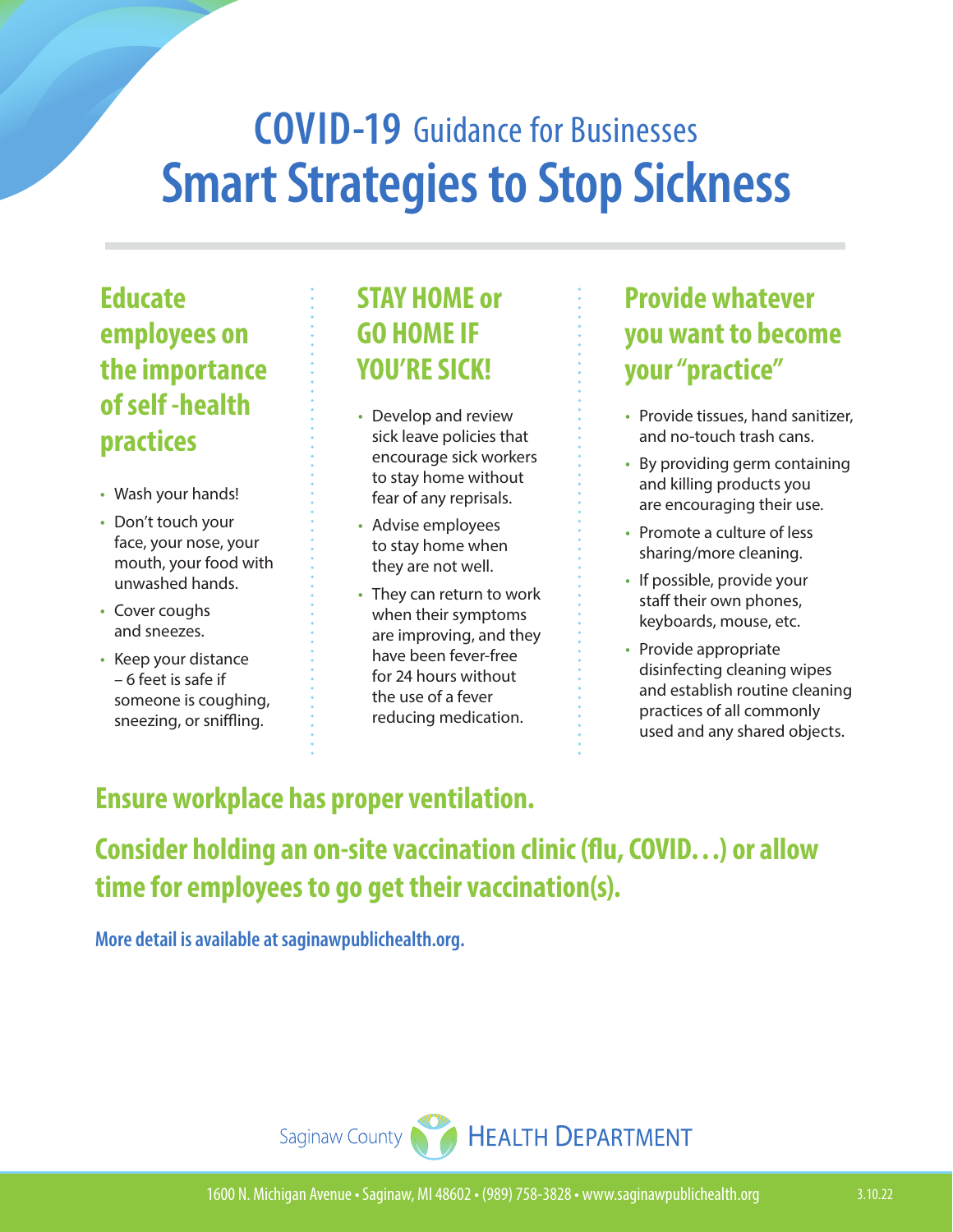# COVID-19 Guidance for Businesses

# Smart Strategies to Stop Sickness

## Educate employees on the importance of self -health practices

- Wash your hands!
- Don't touch your face, your nose, your mouth, your food with unwashed hands.
- Cover coughs and sneezes.
- Keep your distance – 6 feet is safe if someone is coughing, sneezing, or sniffling.

## STAY HOME or GO HOME IF YOU'RE SICK!

- Develop and review sick leave policies that encourage sick workers to stay home without fear of any reprisals.
- Advise employees to stay home when they are not well.
- They can return to work when their symptoms are improving, and they have been fever-free for 24 hours without the use of a fever reducing medication.

## Provide whatever you want to become your "practice"

- Provide tissues, hand sanitizer, and no-touch trash cans.
- By providing germ containing and killing products you are encouraging their use.
- Promote a culture of less sharing/more cleaning.
- If possible, provide your staff their own phones, keyboards, mouse, etc.
- Provide appropriate disinfecting cleaning wipes and establish routine cleaning practices of all commonly used and any shared objects.

## Ensure workplace has proper ventilation.

## Consider holding an on-site vaccination clinic (flu, COVID…) or allow time for employees to go get their vaccination(s).

**More detail is available at saginawpublichealth.org.**

Saginaw County HEALTH DEPARTMENT

1600 N. Michigan Avenue • Saginaw, MI 48602 • (989) 758-3828 • www.saginawpublichealth.org

3.10.22